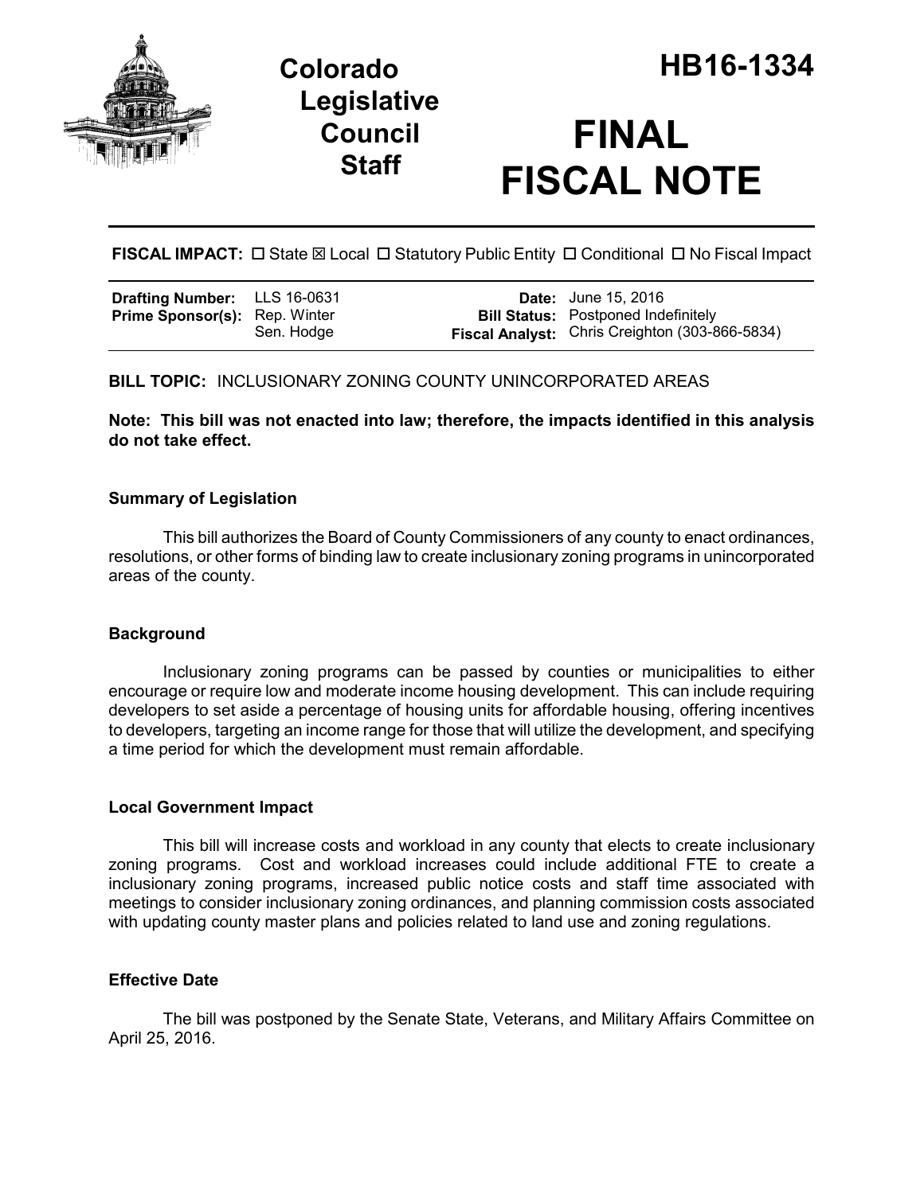# Colorado Legislative Council Staff

# HB16-1334

# FINAL FISCAL NOTE

**FISCAL IMPACT:** ☐ State ☒ Local ☐ Statutory Public Entity ☐ Conditional ☐ No Fiscal Impact

| | | | |
|---|---|---|---|
| **Drafting Number:** | LLS 16-0631 | **Date:** | June 15, 2016 |
| **Prime Sponsor(s):** | Rep. Winter<br>Sen. Hodge | **Bill Status:** | Postponed Indefinitely |
| | | **Fiscal Analyst:** | Chris Creighton (303-866-5834) |

**BILL TOPIC:** INCLUSIONARY ZONING COUNTY UNINCORPORATED AREAS

**Note: This bill was not enacted into law; therefore, the impacts identified in this analysis do not take effect.**

### Summary of Legislation

This bill authorizes the Board of County Commissioners of any county to enact ordinances, resolutions, or other forms of binding law to create inclusionary zoning programs in unincorporated areas of the county.

### Background

Inclusionary zoning programs can be passed by counties or municipalities to either encourage or require low and moderate income housing development. This can include requiring developers to set aside a percentage of housing units for affordable housing, offering incentives to developers, targeting an income range for those that will utilize the development, and specifying a time period for which the development must remain affordable.

### Local Government Impact

This bill will increase costs and workload in any county that elects to create inclusionary zoning programs. Cost and workload increases could include additional FTE to create a inclusionary zoning programs, increased public notice costs and staff time associated with meetings to consider inclusionary zoning ordinances, and planning commission costs associated with updating county master plans and policies related to land use and zoning regulations.

### Effective Date

The bill was postponed by the Senate State, Veterans, and Military Affairs Committee on April 25, 2016.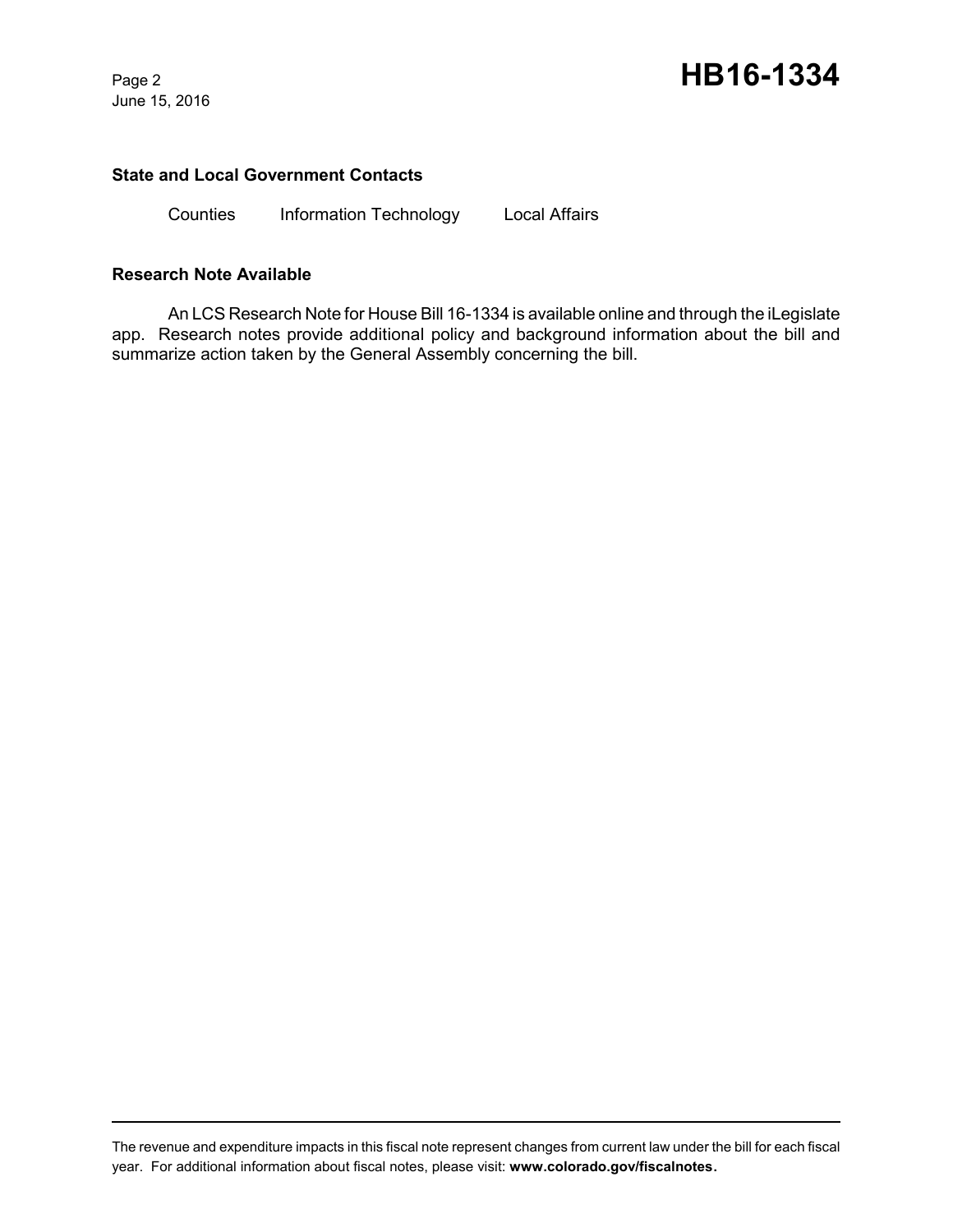### State and Local Government Contacts

Counties Information Technology Local Affairs

### Research Note Available

An LCS Research Note for House Bill 16-1334 is available online and through the iLegislate app. Research notes provide additional policy and background information about the bill and summarize action taken by the General Assembly concerning the bill.

The revenue and expenditure impacts in this fiscal note represent changes from current law under the bill for each fiscal year. For additional information about fiscal notes, please visit: **www.colorado.gov/fiscalnotes.**